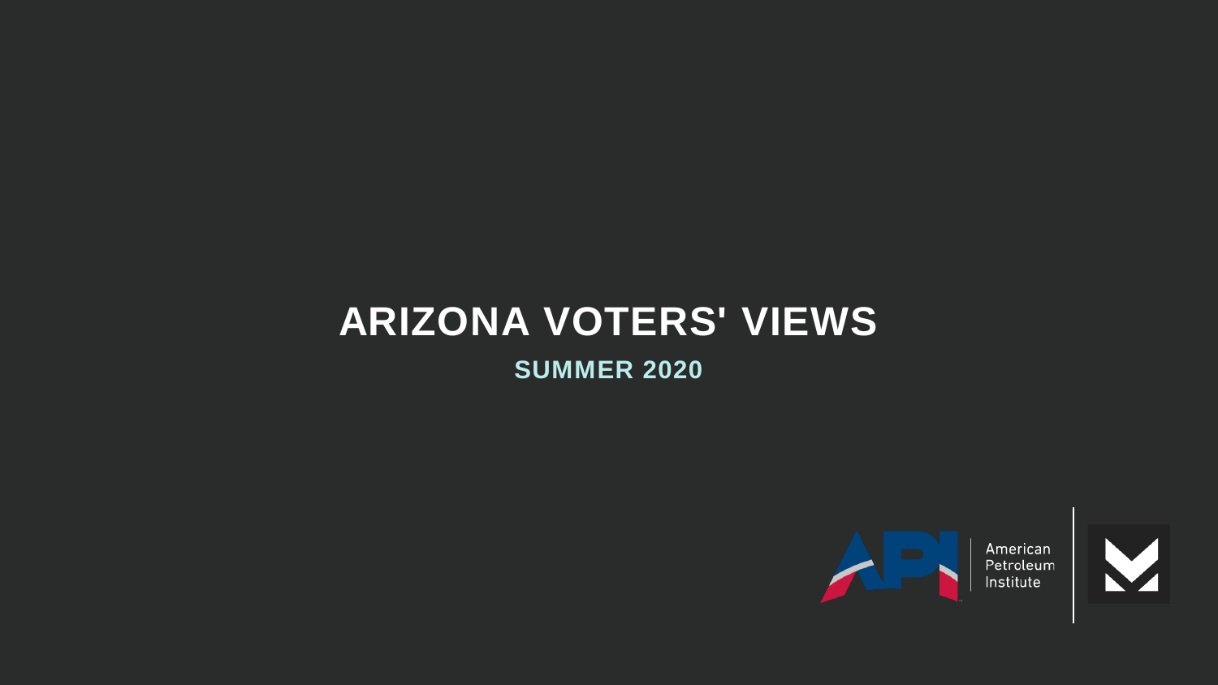# ARIZONA VOTERS' VIEWS

## SUMMER 2020

American Petroleum Institute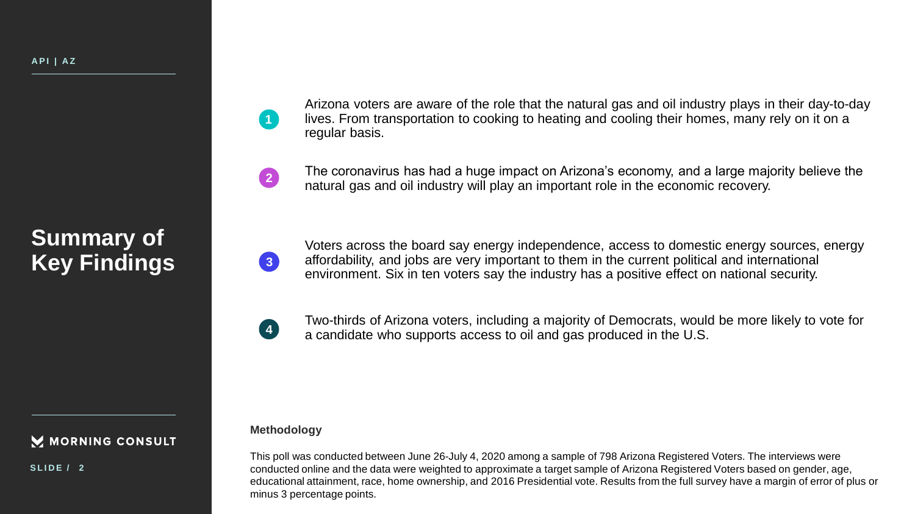# Summary of Key Findings

1. Arizona voters are aware of the role that the natural gas and oil industry plays in their day-to-day lives. From transportation to cooking to heating and cooling their homes, many rely on it on a regular basis.

2. The coronavirus has had a huge impact on Arizona's economy, and a large majority believe the natural gas and oil industry will play an important role in the economic recovery.

3. Voters across the board say energy independence, access to domestic energy sources, energy affordability, and jobs are very important to them in the current political and international environment. Six in ten voters say the industry has a positive effect on national security.

4. Two-thirds of Arizona voters, including a majority of Democrats, would be more likely to vote for a candidate who supports access to oil and gas produced in the U.S.

**Methodology**

This poll was conducted between June 26-July 4, 2020 among a sample of 798 Arizona Registered Voters. The interviews were conducted online and the data were weighted to approximate a target sample of Arizona Registered Voters based on gender, age, educational attainment, race, home ownership, and 2016 Presidential vote. Results from the full survey have a margin of error of plus or minus 3 percentage points.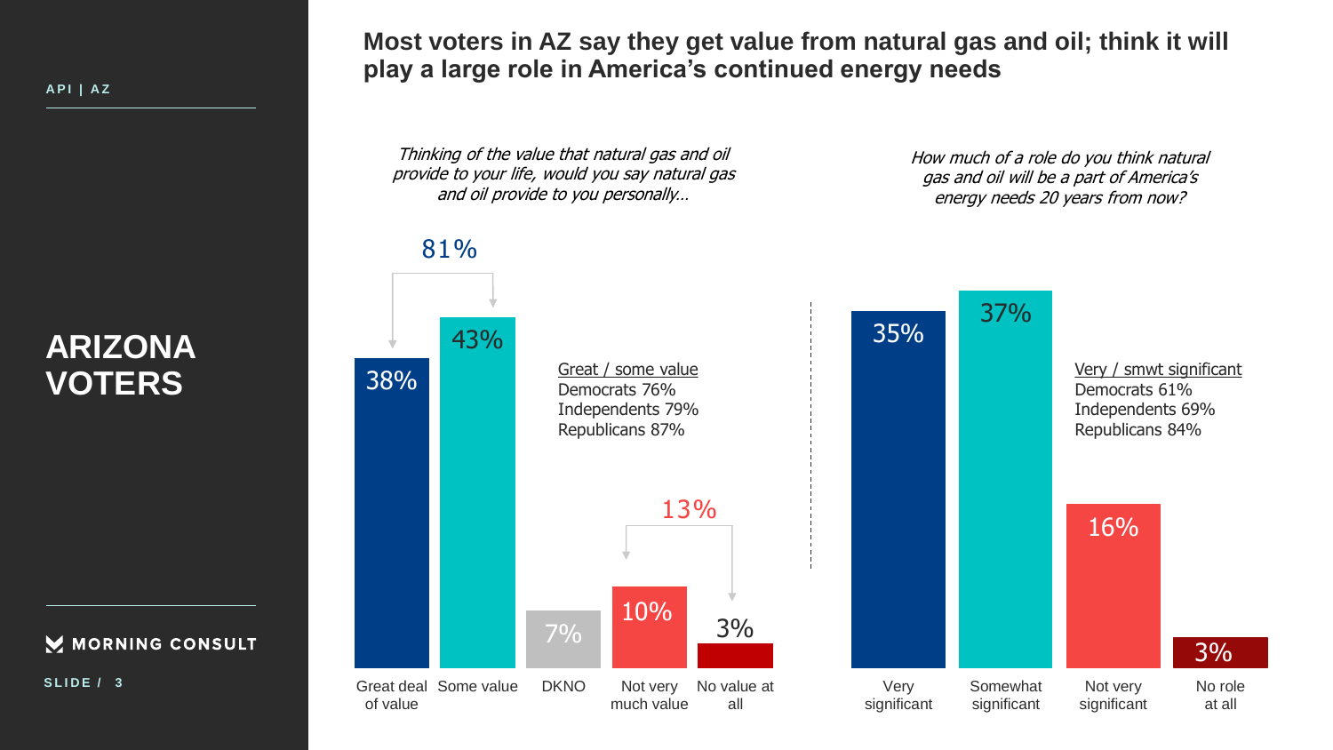API | AZ

# ARIZONA VOTERS

## Most voters in AZ say they get value from natural gas and oil; think it will play a large role in America's continued energy needs

*Thinking of the value that natural gas and oil provide to your life, would you say natural gas and oil provide to you personally…*

| Response | % |
|---|---|
| Great deal of value | 38% |
| Some value | 43% |
| DKNO | 7% |
| Not very much value | 10% |
| No value at all | 3% |

Great deal / Some value: 81%
Not very much / No value at all: 13%

Great / some value
Democrats 76%
Independents 79%
Republicans 87%

*How much of a role do you think natural gas and oil will be a part of America's energy needs 20 years from now?*

| Response | % |
|---|---|
| Very significant | 35% |
| Somewhat significant | 37% |
| Not very significant | 16% |
| No role at all | 3% |

Very / smwt significant
Democrats 61%
Independents 69%
Republicans 84%

MORNING CONSULT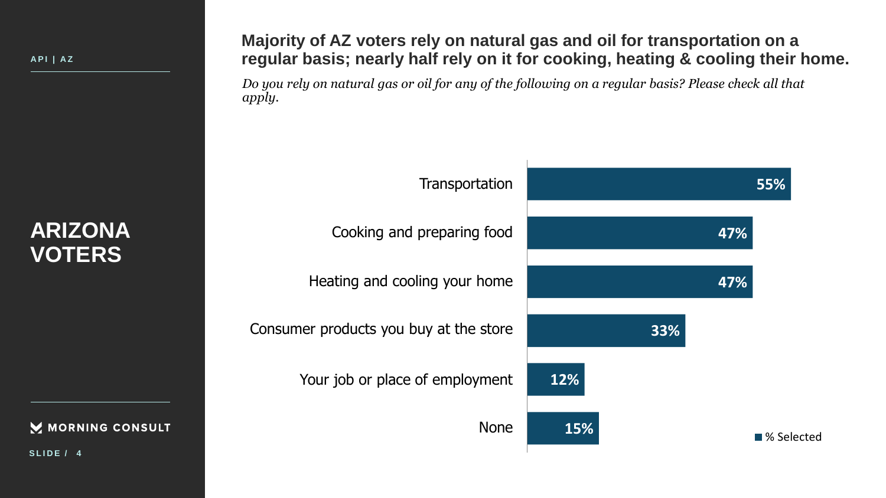API | AZ

# ARIZONA VOTERS

## Majority of AZ voters rely on natural gas and oil for transportation on a regular basis; nearly half rely on it for cooking, heating & cooling their home.

*Do you rely on natural gas or oil for any of the following on a regular basis? Please check all that apply.*

| | % Selected |
|---|---|
| Transportation | 55% |
| Cooking and preparing food | 47% |
| Heating and cooling your home | 47% |
| Consumer products you buy at the store | 33% |
| Your job or place of employment | 12% |
| None | 15% |

MORNING CONSULT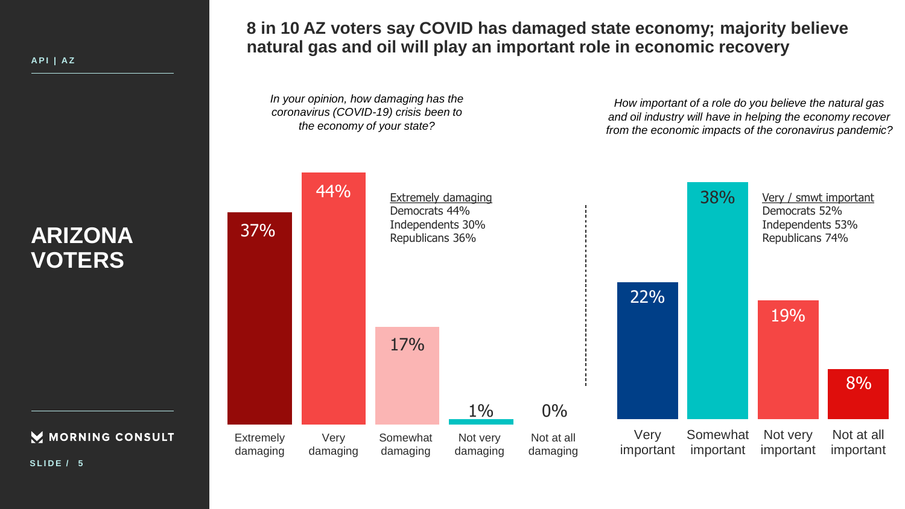API | AZ

# ARIZONA VOTERS

## 8 in 10 AZ voters say COVID has damaged state economy; majority believe natural gas and oil will play an important role in economic recovery

*In your opinion, how damaging has the coronavirus (COVID-19) crisis been to the economy of your state?*

| Extremely damaging | Very damaging | Somewhat damaging | Not very damaging | Not at all damaging |
| --- | --- | --- | --- | --- |
| 37% | 44% | 17% | 1% | 0% |

Extremely damaging
Democrats 44%
Independents 30%
Republicans 36%

*How important of a role do you believe the natural gas and oil industry will have in helping the economy recover from the economic impacts of the coronavirus pandemic?*

| Very important | Somewhat important | Not very important | Not at all important |
| --- | --- | --- | --- |
| 22% | 38% | 19% | 8% |

Very / smwt important
Democrats 52%
Independents 53%
Republicans 74%

MORNING CONSULT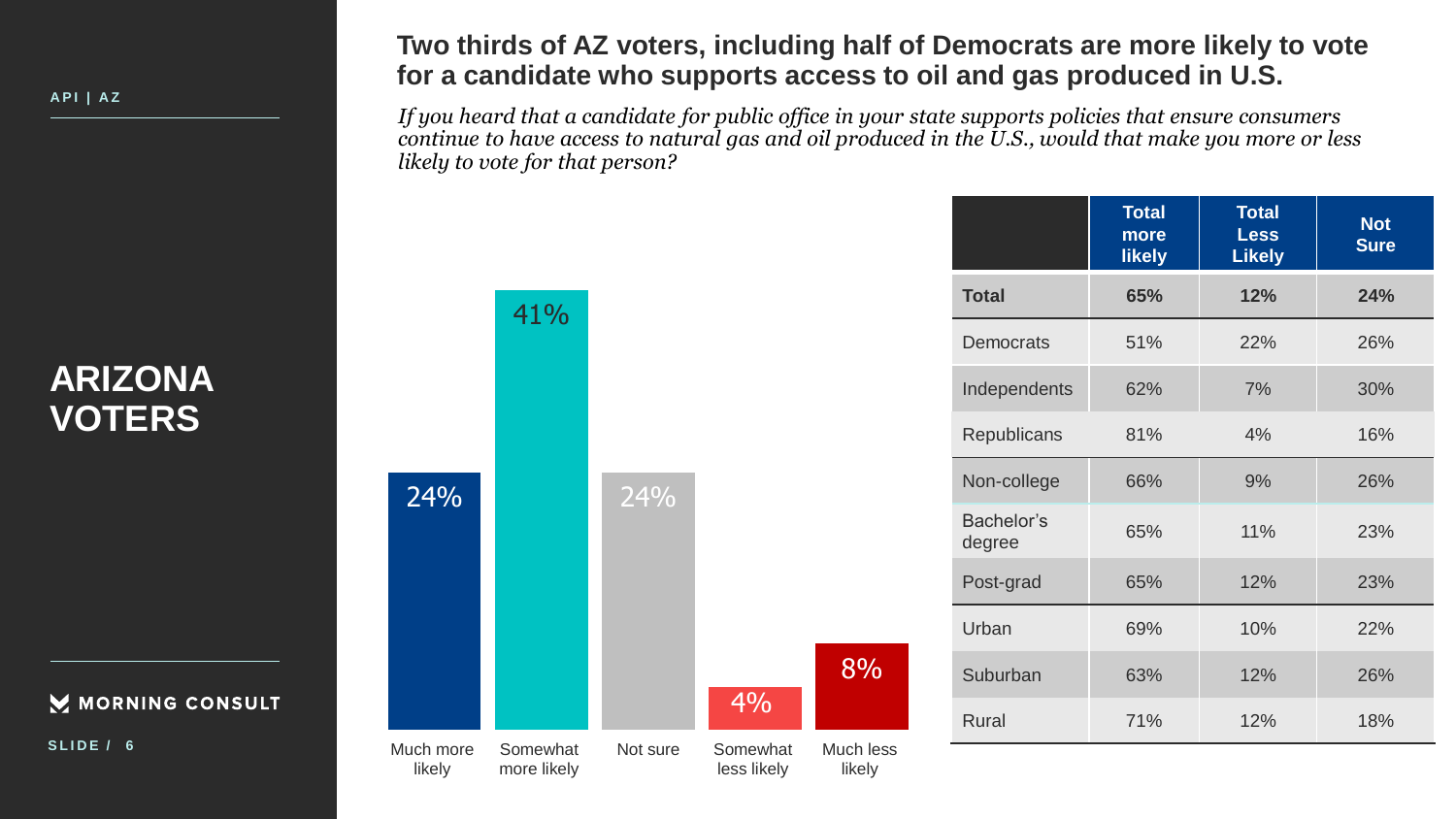API | AZ

# ARIZONA VOTERS

## Two thirds of AZ voters, including half of Democrats are more likely to vote for a candidate who supports access to oil and gas produced in U.S.

*If you heard that a candidate for public office in your state supports policies that ensure consumers continue to have access to natural gas and oil produced in the U.S., would that make you more or less likely to vote for that person?*

| Response | % |
|---|---|
| Much more likely | 24% |
| Somewhat more likely | 41% |
| Not sure | 24% |
| Somewhat less likely | 4% |
| Much less likely | 8% |

| | Total more likely | Total Less Likely | Not Sure |
|---|---|---|---|
| **Total** | **65%** | **12%** | **24%** |
| Democrats | 51% | 22% | 26% |
| Independents | 62% | 7% | 30% |
| Republicans | 81% | 4% | 16% |
| Non-college | 66% | 9% | 26% |
| Bachelor's degree | 65% | 11% | 23% |
| Post-grad | 65% | 12% | 23% |
| Urban | 69% | 10% | 22% |
| Suburban | 63% | 12% | 26% |
| Rural | 71% | 12% | 18% |

MORNING CONSULT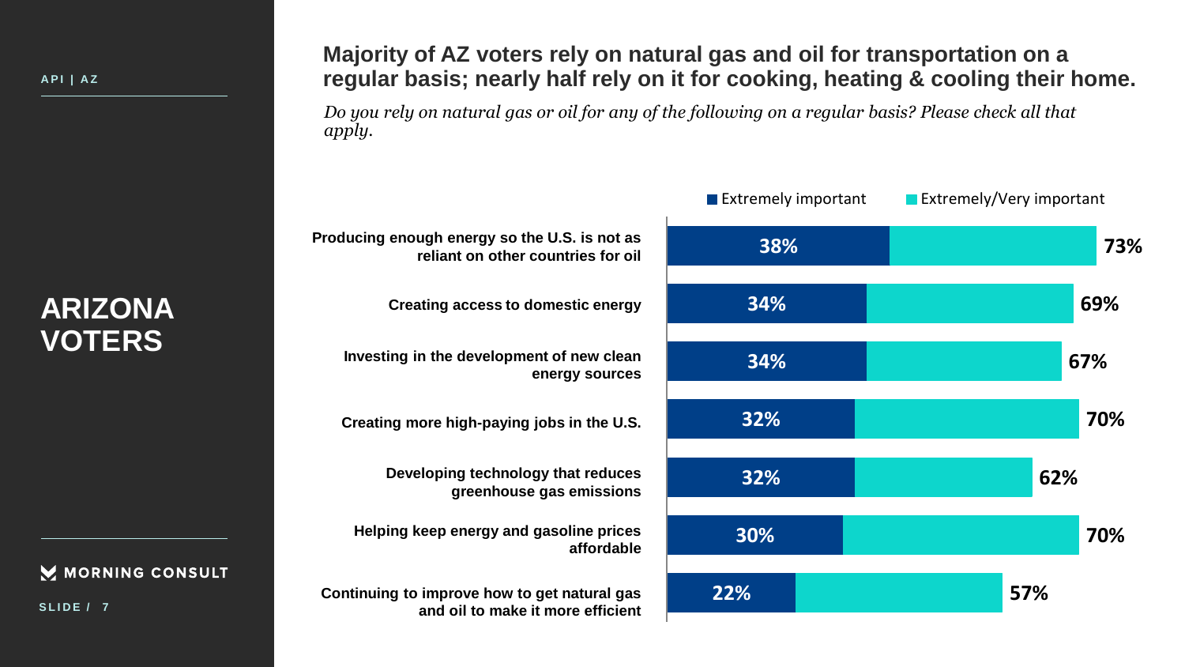API | AZ

# ARIZONA VOTERS

## Majority of AZ voters rely on natural gas and oil for transportation on a regular basis; nearly half rely on it for cooking, heating & cooling their home.

*Do you rely on natural gas or oil for any of the following on a regular basis? Please check all that apply.*

| | Extremely important | Extremely/Very important |
|---|---|---|
| Producing enough energy so the U.S. is not as reliant on other countries for oil | 38% | 73% |
| Creating access to domestic energy | 34% | 69% |
| Investing in the development of new clean energy sources | 34% | 67% |
| Creating more high-paying jobs in the U.S. | 32% | 70% |
| Developing technology that reduces greenhouse gas emissions | 32% | 62% |
| Helping keep energy and gasoline prices affordable | 30% | 70% |
| Continuing to improve how to get natural gas and oil to make it more efficient | 22% | 57% |

MORNING CONSULT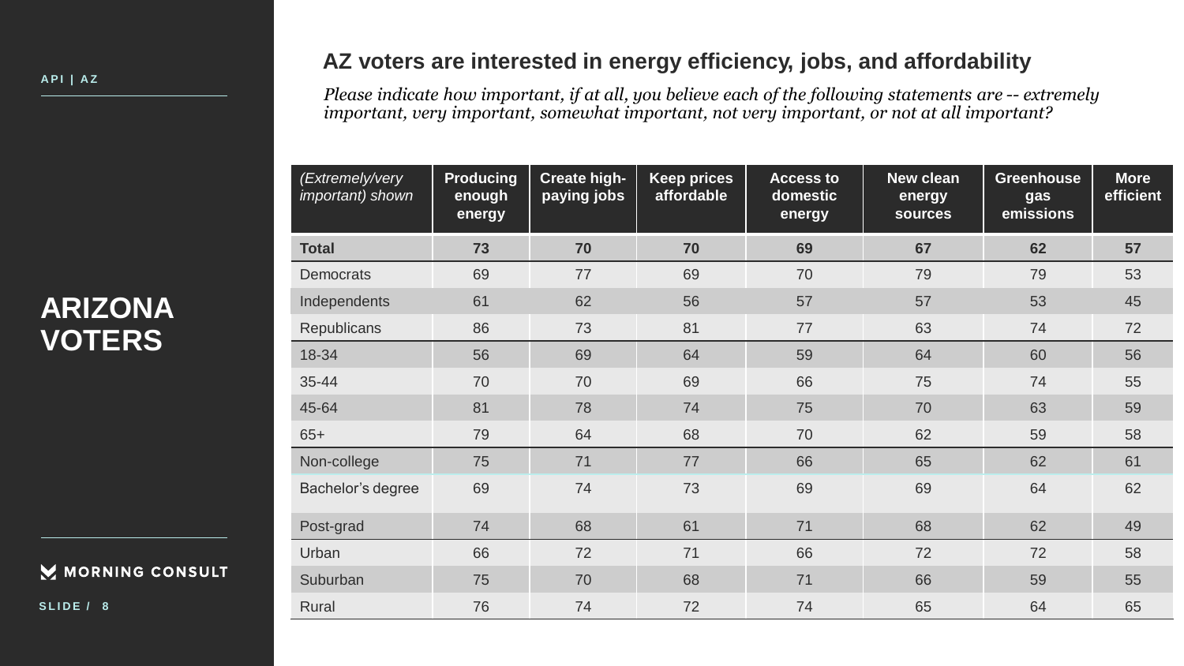API | AZ

# ARIZONA VOTERS

## AZ voters are interested in energy efficiency, jobs, and affordability

*Please indicate how important, if at all, you believe each of the following statements are -- extremely important, very important, somewhat important, not very important, or not at all important?*

| *(Extremely/very important) shown* | Producing enough energy | Create high-paying jobs | Keep prices affordable | Access to domestic energy | New clean energy sources | Greenhouse gas emissions | More efficient |
|---|---|---|---|---|---|---|---|
| **Total** | **73** | **70** | **70** | **69** | **67** | **62** | **57** |
| Democrats | 69 | 77 | 69 | 70 | 79 | 79 | 53 |
| Independents | 61 | 62 | 56 | 57 | 57 | 53 | 45 |
| Republicans | 86 | 73 | 81 | 77 | 63 | 74 | 72 |
| 18-34 | 56 | 69 | 64 | 59 | 64 | 60 | 56 |
| 35-44 | 70 | 70 | 69 | 66 | 75 | 74 | 55 |
| 45-64 | 81 | 78 | 74 | 75 | 70 | 63 | 59 |
| 65+ | 79 | 64 | 68 | 70 | 62 | 59 | 58 |
| Non-college | 75 | 71 | 77 | 66 | 65 | 62 | 61 |
| Bachelor's degree | 69 | 74 | 73 | 69 | 69 | 64 | 62 |
| Post-grad | 74 | 68 | 61 | 71 | 68 | 62 | 49 |
| Urban | 66 | 72 | 71 | 66 | 72 | 72 | 58 |
| Suburban | 75 | 70 | 68 | 71 | 66 | 59 | 55 |
| Rural | 76 | 74 | 72 | 74 | 65 | 64 | 65 |

MORNING CONSULT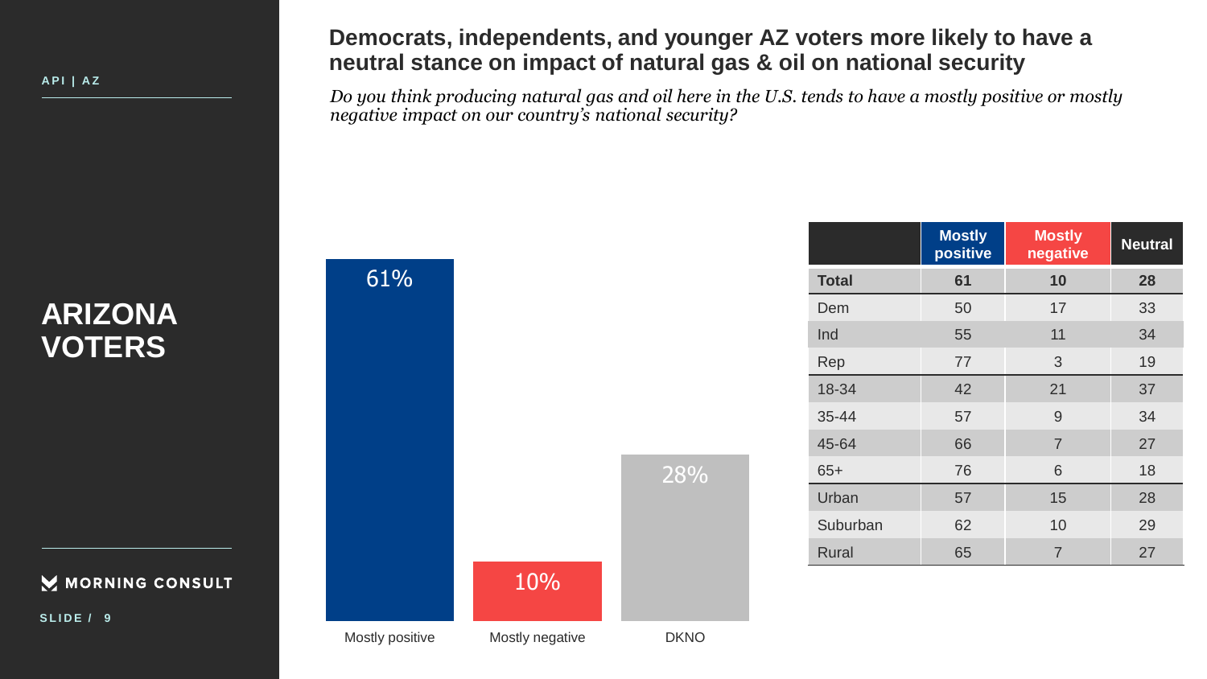API | AZ

# ARIZONA VOTERS

## Democrats, independents, and younger AZ voters more likely to have a neutral stance on impact of natural gas & oil on national security

*Do you think producing natural gas and oil here in the U.S. tends to have a mostly positive or mostly negative impact on our country's national security?*

| | Percent |
|---|---|
| Mostly positive | 61% |
| Mostly negative | 10% |
| DKNO | 28% |

| | Mostly positive | Mostly negative | Neutral |
|---|---|---|---|
| **Total** | **61** | **10** | **28** |
| Dem | 50 | 17 | 33 |
| Ind | 55 | 11 | 34 |
| Rep | 77 | 3 | 19 |
| 18-34 | 42 | 21 | 37 |
| 35-44 | 57 | 9 | 34 |
| 45-64 | 66 | 7 | 27 |
| 65+ | 76 | 6 | 18 |
| Urban | 57 | 15 | 28 |
| Suburban | 62 | 10 | 29 |
| Rural | 65 | 7 | 27 |

MORNING CONSULT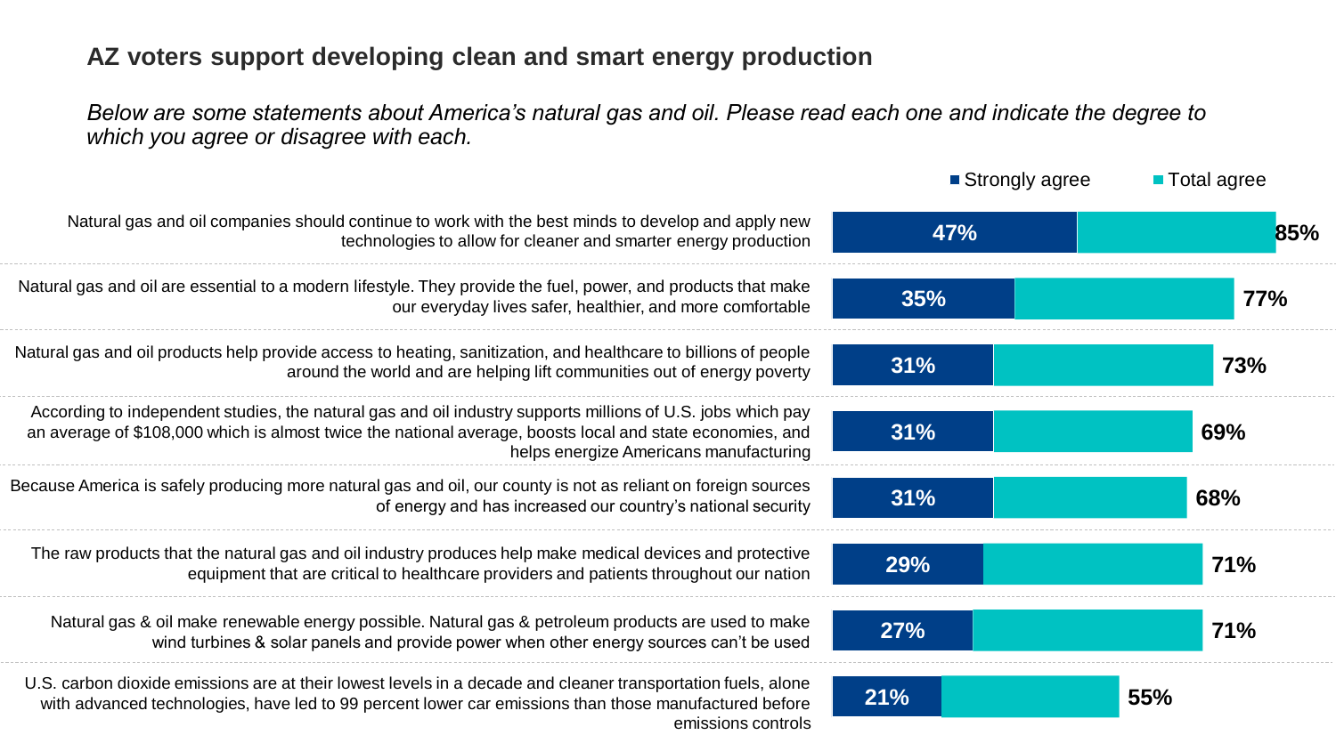## AZ voters support developing clean and smart energy production

*Below are some statements about America's natural gas and oil. Please read each one and indicate the degree to which you agree or disagree with each.*

| Statement | Strongly agree | Total agree |
|---|---|---|
| Natural gas and oil companies should continue to work with the best minds to develop and apply new technologies to allow for cleaner and smarter energy production | 47% | 85% |
| Natural gas and oil are essential to a modern lifestyle. They provide the fuel, power, and products that make our everyday lives safer, healthier, and more comfortable | 35% | 77% |
| Natural gas and oil products help provide access to heating, sanitization, and healthcare to billions of people around the world and are helping lift communities out of energy poverty | 31% | 73% |
| According to independent studies, the natural gas and oil industry supports millions of U.S. jobs which pay an average of $108,000 which is almost twice the national average, boosts local and state economies, and helps energize Americans manufacturing | 31% | 69% |
| Because America is safely producing more natural gas and oil, our county is not as reliant on foreign sources of energy and has increased our country's national security | 31% | 68% |
| The raw products that the natural gas and oil industry produces help make medical devices and protective equipment that are critical to healthcare providers and patients throughout our nation | 29% | 71% |
| Natural gas & oil make renewable energy possible. Natural gas & petroleum products are used to make wind turbines & solar panels and provide power when other energy sources can't be used | 27% | 71% |
| U.S. carbon dioxide emissions are at their lowest levels in a decade and cleaner transportation fuels, alone with advanced technologies, have led to 99 percent lower car emissions than those manufactured before emissions controls | 21% | 55% |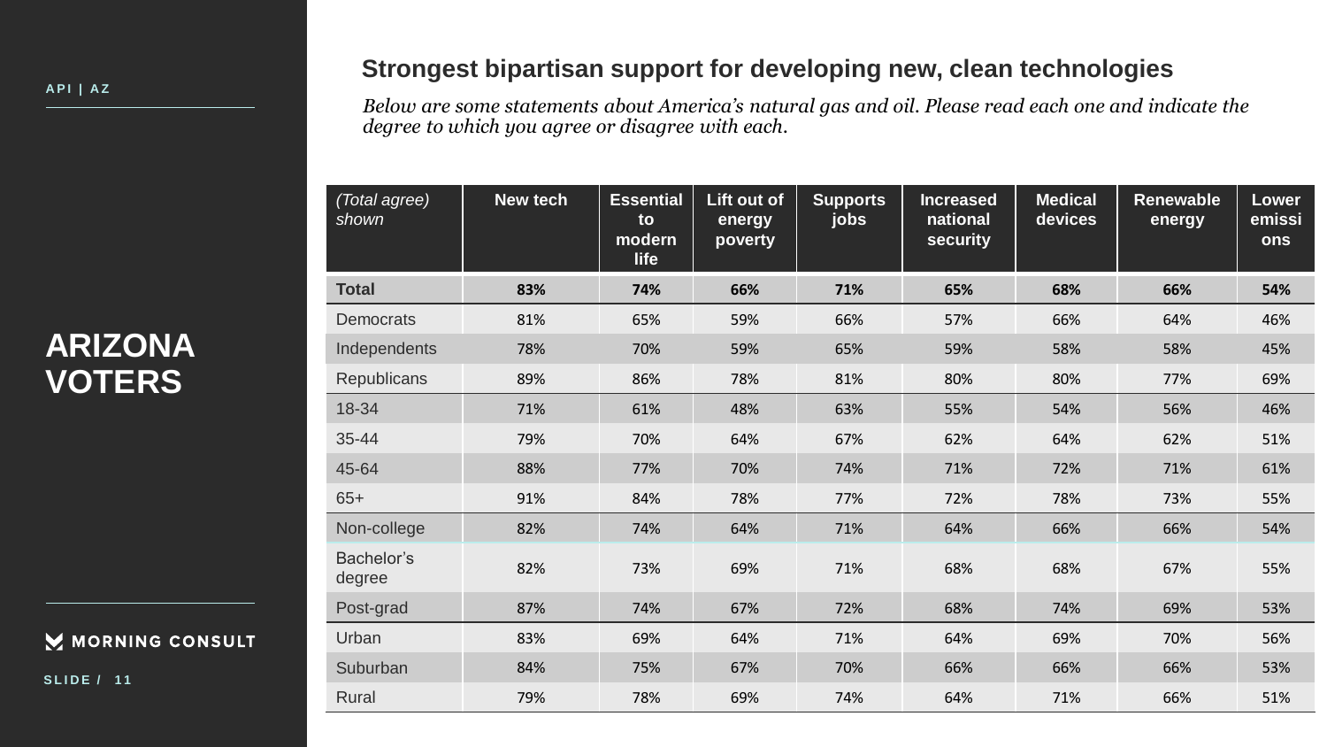ARIZONA VOTERS

## Strongest bipartisan support for developing new, clean technologies

*Below are some statements about America's natural gas and oil. Please read each one and indicate the degree to which you agree or disagree with each.*

| *(Total agree) shown* | New tech | Essential to modern life | Lift out of energy poverty | Supports jobs | Increased national security | Medical devices | Renewable energy | Lower emissions |
|---|---|---|---|---|---|---|---|---|
| **Total** | **83%** | **74%** | **66%** | **71%** | **65%** | **68%** | **66%** | **54%** |
| Democrats | 81% | 65% | 59% | 66% | 57% | 66% | 64% | 46% |
| Independents | 78% | 70% | 59% | 65% | 59% | 58% | 58% | 45% |
| Republicans | 89% | 86% | 78% | 81% | 80% | 80% | 77% | 69% |
| 18-34 | 71% | 61% | 48% | 63% | 55% | 54% | 56% | 46% |
| 35-44 | 79% | 70% | 64% | 67% | 62% | 64% | 62% | 51% |
| 45-64 | 88% | 77% | 70% | 74% | 71% | 72% | 71% | 61% |
| 65+ | 91% | 84% | 78% | 77% | 72% | 78% | 73% | 55% |
| Non-college | 82% | 74% | 64% | 71% | 64% | 66% | 66% | 54% |
| Bachelor's degree | 82% | 73% | 69% | 71% | 68% | 68% | 67% | 55% |
| Post-grad | 87% | 74% | 67% | 72% | 68% | 74% | 69% | 53% |
| Urban | 83% | 69% | 64% | 71% | 64% | 69% | 70% | 56% |
| Suburban | 84% | 75% | 67% | 70% | 66% | 66% | 66% | 53% |
| Rural | 79% | 78% | 69% | 74% | 64% | 71% | 66% | 51% |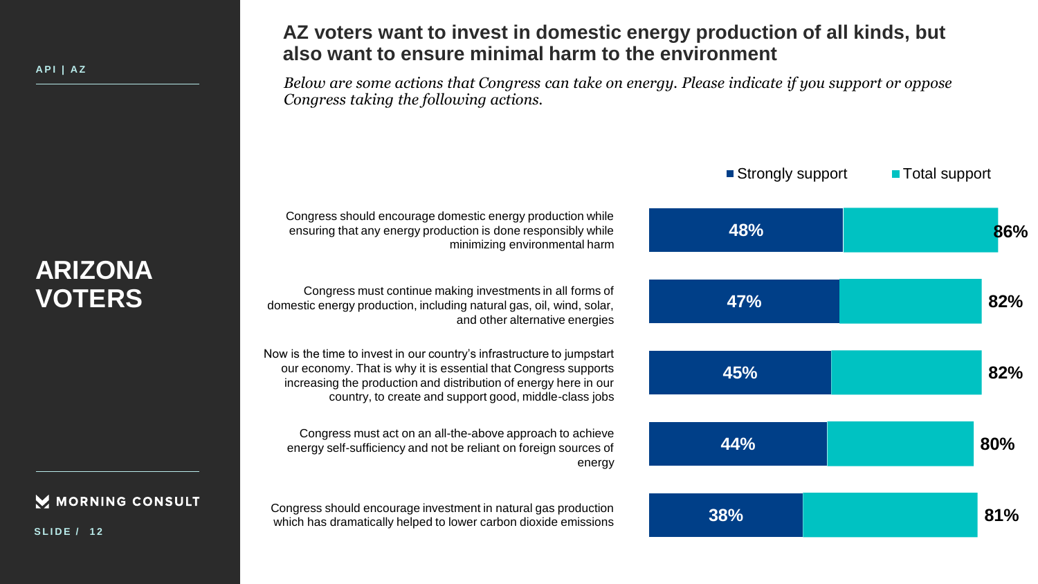API | AZ

# ARIZONA VOTERS

## AZ voters want to invest in domestic energy production of all kinds, but also want to ensure minimal harm to the environment

*Below are some actions that Congress can take on energy. Please indicate if you support or oppose Congress taking the following actions.*

| Action | Strongly support | Total support |
| --- | --- | --- |
| Congress should encourage domestic energy production while ensuring that any energy production is done responsibly while minimizing environmental harm | 48% | 86% |
| Congress must continue making investments in all forms of domestic energy production, including natural gas, oil, wind, solar, and other alternative energies | 47% | 82% |
| Now is the time to invest in our country's infrastructure to jumpstart our economy. That is why it is essential that Congress supports increasing the production and distribution of energy here in our country, to create and support good, middle-class jobs | 45% | 82% |
| Congress must act on an all-the-above approach to achieve energy self-sufficiency and not be reliant on foreign sources of energy | 44% | 80% |
| Congress should encourage investment in natural gas production which has dramatically helped to lower carbon dioxide emissions | 38% | 81% |

MORNING CONSULT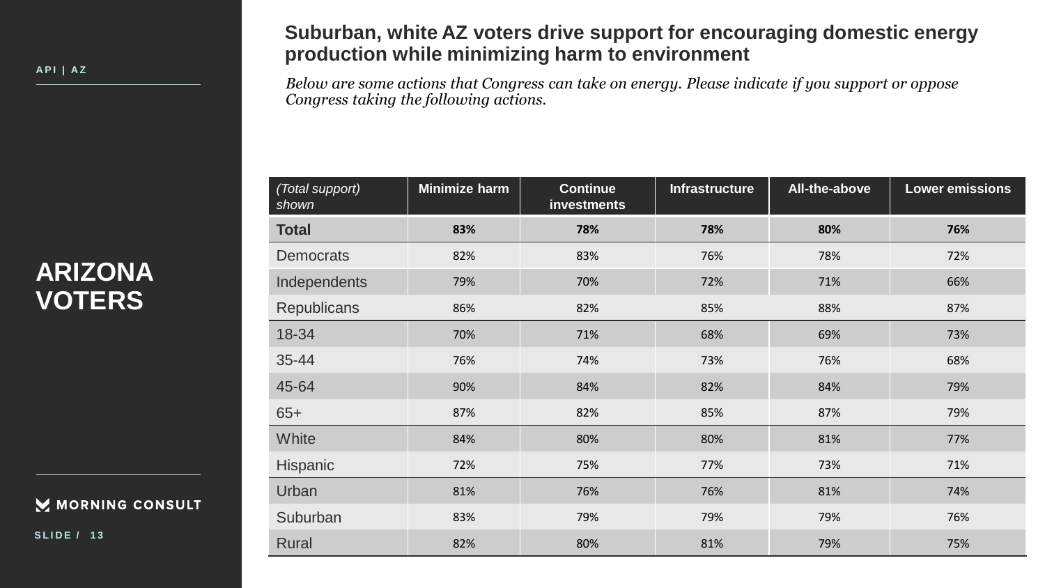API | AZ

## ARIZONA VOTERS

# Suburban, white AZ voters drive support for encouraging domestic energy production while minimizing harm to environment

*Below are some actions that Congress can take on energy. Please indicate if you support or oppose Congress taking the following actions.*

| *(Total support) shown* | Minimize harm | Continue investments | Infrastructure | All-the-above | Lower emissions |
|---|---|---|---|---|---|
| **Total** | **83%** | **78%** | **78%** | **80%** | **76%** |
| Democrats | 82% | 83% | 76% | 78% | 72% |
| Independents | 79% | 70% | 72% | 71% | 66% |
| Republicans | 86% | 82% | 85% | 88% | 87% |
| 18-34 | 70% | 71% | 68% | 69% | 73% |
| 35-44 | 76% | 74% | 73% | 76% | 68% |
| 45-64 | 90% | 84% | 82% | 84% | 79% |
| 65+ | 87% | 82% | 85% | 87% | 79% |
| White | 84% | 80% | 80% | 81% | 77% |
| Hispanic | 72% | 75% | 77% | 73% | 71% |
| Urban | 81% | 76% | 76% | 81% | 74% |
| Suburban | 83% | 79% | 79% | 79% | 76% |
| Rural | 82% | 80% | 81% | 79% | 75% |

MORNING CONSULT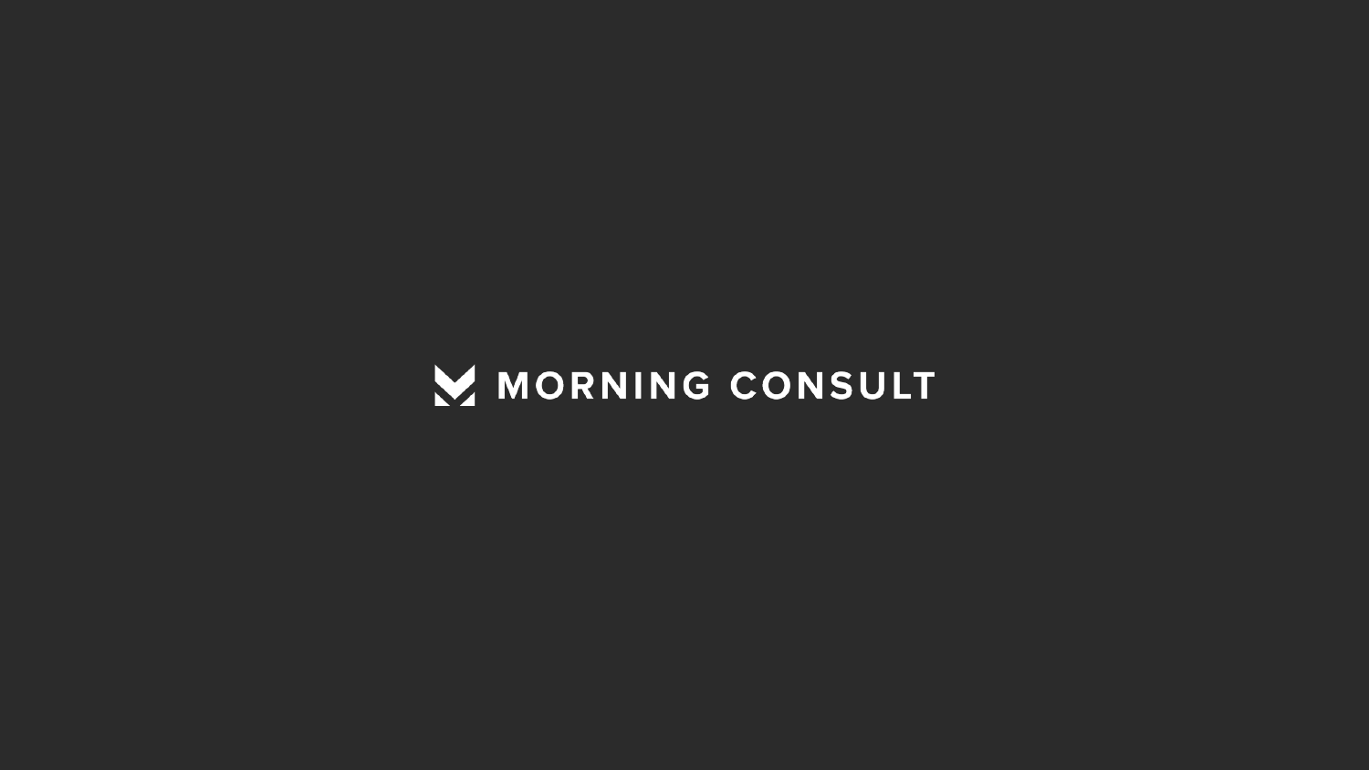MORNING CONSULT